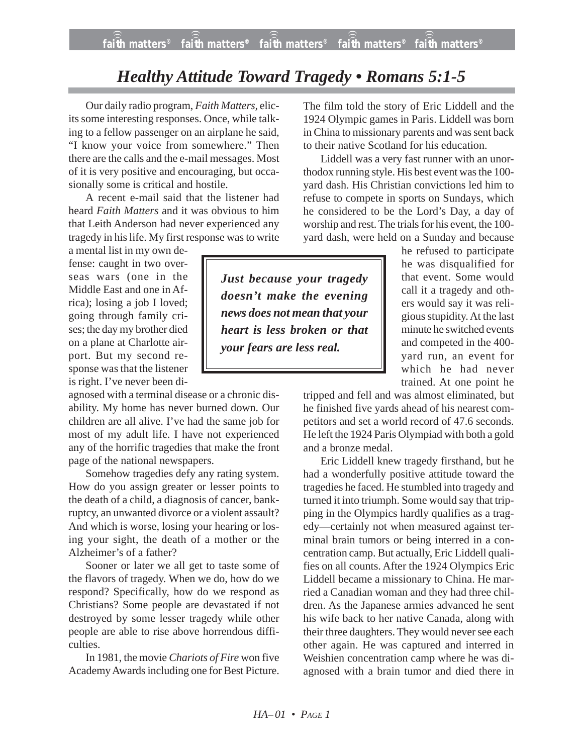# *Healthy Attitude Toward Tragedy • Romans 5:1-5*

Our daily radio program, *Faith Matters*, elicits some interesting responses. Once, while talking to a fellow passenger on an airplane he said, "I know your voice from somewhere." Then there are the calls and the e-mail messages. Most of it is very positive and encouraging, but occasionally some is critical and hostile.

A recent e-mail said that the listener had heard *Faith Matters* and it was obvious to him that Leith Anderson had never experienced any tragedy in his life. My first response was to write a mental list in my own defense: caught in two overseas wars (one in the Middle East and one in Africa); losing a job I loved; going through family crises; the day my brother died on a plane at Charlotte airport. But my second response was that the listener is right. I've never been diagnosed with a terminal disease or a chronic disability. My home has never burned down. Our children are all alive. I've had the same job for most of my adult life. I have not experienced any of the horrific tragedies that make the front page of the national newspapers.

> ***Just because your tragedy doesn't make the evening news does not mean that your heart is less broken or that your fears are less real.***

Somehow tragedies defy any rating system. How do you assign greater or lesser points to the death of a child, a diagnosis of cancer, bankruptcy, an unwanted divorce or a violent assault? And which is worse, losing your hearing or losing your sight, the death of a mother or the Alzheimer's of a father?

Sooner or later we all get to taste some of the flavors of tragedy. When we do, how do we respond? Specifically, how do we respond as Christians? Some people are devastated if not destroyed by some lesser tragedy while other people are able to rise above horrendous difficulties.

In 1981, the movie *Chariots of Fire* won five Academy Awards including one for Best Picture. The film told the story of Eric Liddell and the 1924 Olympic games in Paris. Liddell was born in China to missionary parents and was sent back to their native Scotland for his education.

Liddell was a very fast runner with an unorthodox running style. His best event was the 100-yard dash. His Christian convictions led him to refuse to compete in sports on Sundays, which he considered to be the Lord's Day, a day of worship and rest. The trials for his event, the 100-yard dash, were held on a Sunday and because he refused to participate he was disqualified for that event. Some would call it a tragedy and others would say it was religious stupidity. At the last minute he switched events and competed in the 400-yard run, an event for which he had never trained. At one point he tripped and fell and was almost eliminated, but he finished five yards ahead of his nearest competitors and set a world record of 47.6 seconds. He left the 1924 Paris Olympiad with both a gold and a bronze medal.

Eric Liddell knew tragedy firsthand, but he had a wonderfully positive attitude toward the tragedies he faced. He stumbled into tragedy and turned it into triumph. Some would say that tripping in the Olympics hardly qualifies as a tragedy—certainly not when measured against terminal brain tumors or being interred in a concentration camp. But actually, Eric Liddell qualifies on all counts. After the 1924 Olympics Eric Liddell became a missionary to China. He married a Canadian woman and they had three children. As the Japanese armies advanced he sent his wife back to her native Canada, along with their three daughters. They would never see each other again. He was captured and interred in Weishien concentration camp where he was diagnosed with a brain tumor and died there in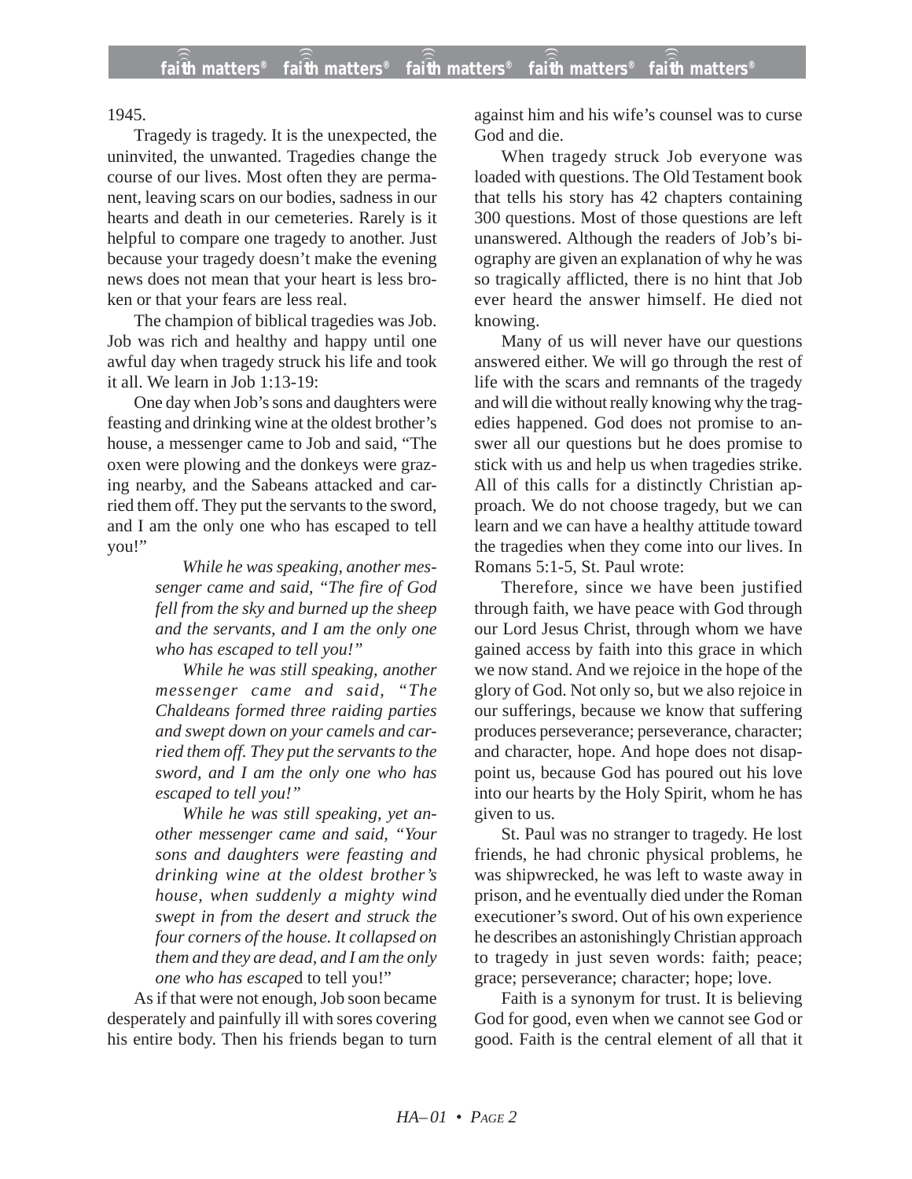1945.

Tragedy is tragedy. It is the unexpected, the uninvited, the unwanted. Tragedies change the course of our lives. Most often they are permanent, leaving scars on our bodies, sadness in our hearts and death in our cemeteries. Rarely is it helpful to compare one tragedy to another. Just because your tragedy doesn't make the evening news does not mean that your heart is less broken or that your fears are less real.

The champion of biblical tragedies was Job. Job was rich and healthy and happy until one awful day when tragedy struck his life and took it all. We learn in Job 1:13-19:

One day when Job's sons and daughters were feasting and drinking wine at the oldest brother's house, a messenger came to Job and said, "The oxen were plowing and the donkeys were grazing nearby, and the Sabeans attacked and carried them off. They put the servants to the sword, and I am the only one who has escaped to tell you!"

> *While he was speaking, another messenger came and said, "The fire of God fell from the sky and burned up the sheep and the servants, and I am the only one who has escaped to tell you!"*
>
> *While he was still speaking, another messenger came and said, "The Chaldeans formed three raiding parties and swept down on your camels and carried them off. They put the servants to the sword, and I am the only one who has escaped to tell you!"*
>
> *While he was still speaking, yet another messenger came and said, "Your sons and daughters were feasting and drinking wine at the oldest brother's house, when suddenly a mighty wind swept in from the desert and struck the four corners of the house. It collapsed on them and they are dead, and I am the only one who has escape*d to tell you!"

As if that were not enough, Job soon became desperately and painfully ill with sores covering his entire body. Then his friends began to turn against him and his wife's counsel was to curse God and die.

When tragedy struck Job everyone was loaded with questions. The Old Testament book that tells his story has 42 chapters containing 300 questions. Most of those questions are left unanswered. Although the readers of Job's biography are given an explanation of why he was so tragically afflicted, there is no hint that Job ever heard the answer himself. He died not knowing.

Many of us will never have our questions answered either. We will go through the rest of life with the scars and remnants of the tragedy and will die without really knowing why the tragedies happened. God does not promise to answer all our questions but he does promise to stick with us and help us when tragedies strike. All of this calls for a distinctly Christian approach. We do not choose tragedy, but we can learn and we can have a healthy attitude toward the tragedies when they come into our lives. In Romans 5:1-5, St. Paul wrote:

Therefore, since we have been justified through faith, we have peace with God through our Lord Jesus Christ, through whom we have gained access by faith into this grace in which we now stand. And we rejoice in the hope of the glory of God. Not only so, but we also rejoice in our sufferings, because we know that suffering produces perseverance; perseverance, character; and character, hope. And hope does not disappoint us, because God has poured out his love into our hearts by the Holy Spirit, whom he has given to us.

St. Paul was no stranger to tragedy. He lost friends, he had chronic physical problems, he was shipwrecked, he was left to waste away in prison, and he eventually died under the Roman executioner's sword. Out of his own experience he describes an astonishingly Christian approach to tragedy in just seven words: faith; peace; grace; perseverance; character; hope; love.

Faith is a synonym for trust. It is believing God for good, even when we cannot see God or good. Faith is the central element of all that it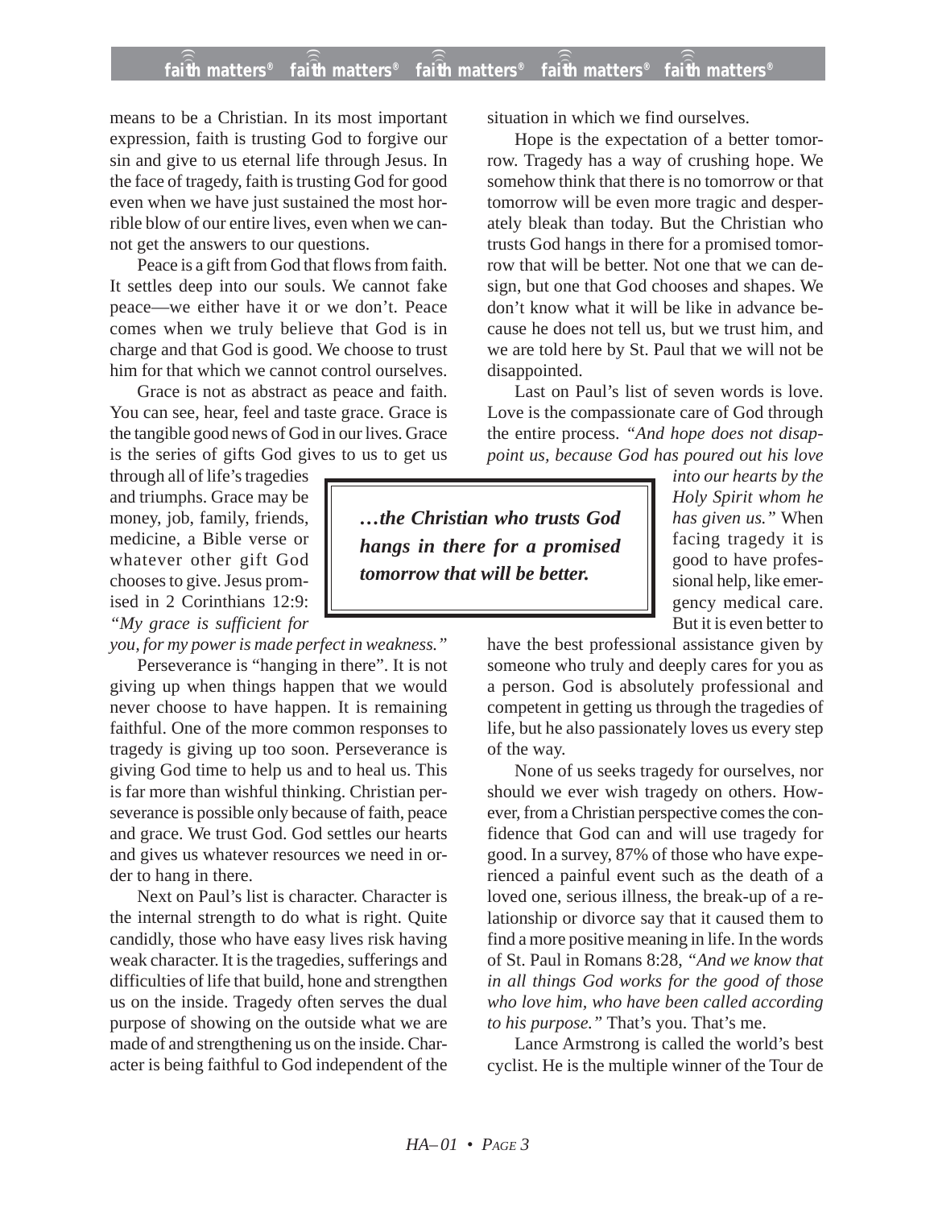means to be a Christian. In its most important expression, faith is trusting God to forgive our sin and give to us eternal life through Jesus. In the face of tragedy, faith is trusting God for good even when we have just sustained the most horrible blow of our entire lives, even when we cannot get the answers to our questions.

Peace is a gift from God that flows from faith. It settles deep into our souls. We cannot fake peace—we either have it or we don't. Peace comes when we truly believe that God is in charge and that God is good. We choose to trust him for that which we cannot control ourselves.

Grace is not as abstract as peace and faith. You can see, hear, feel and taste grace. Grace is the tangible good news of God in our lives. Grace is the series of gifts God gives to us to get us through all of life's tragedies and triumphs. Grace may be money, job, family, friends, medicine, a Bible verse or whatever other gift God chooses to give. Jesus promised in 2 Corinthians 12:9: *"My grace is sufficient for you, for my power is made perfect in weakness."*

Perseverance is "hanging in there". It is not giving up when things happen that we would never choose to have happen. It is remaining faithful. One of the more common responses to tragedy is giving up too soon. Perseverance is giving God time to help us and to heal us. This is far more than wishful thinking. Christian perseverance is possible only because of faith, peace and grace. We trust God. God settles our hearts and gives us whatever resources we need in order to hang in there.

Next on Paul's list is character. Character is the internal strength to do what is right. Quite candidly, those who have easy lives risk having weak character. It is the tragedies, sufferings and difficulties of life that build, hone and strengthen us on the inside. Tragedy often serves the dual purpose of showing on the outside what we are made of and strengthening us on the inside. Character is being faithful to God independent of the situation in which we find ourselves.

Hope is the expectation of a better tomorrow. Tragedy has a way of crushing hope. We somehow think that there is no tomorrow or that tomorrow will be even more tragic and desperately bleak than today. But the Christian who trusts God hangs in there for a promised tomorrow that will be better. Not one that we can design, but one that God chooses and shapes. We don't know what it will be like in advance because he does not tell us, but we trust him, and we are told here by St. Paul that we will not be disappointed.

Last on Paul's list of seven words is love. Love is the compassionate care of God through the entire process. *"And hope does not disappoint us, because God has poured out his love into our hearts by the Holy Spirit whom he has given us."* When facing tragedy it is good to have professional help, like emergency medical care. But it is even better to have the best professional assistance given by someone who truly and deeply cares for you as a person. God is absolutely professional and competent in getting us through the tragedies of life, but he also passionately loves us every step of the way.

> ***…the Christian who trusts God hangs in there for a promised tomorrow that will be better.***

None of us seeks tragedy for ourselves, nor should we ever wish tragedy on others. However, from a Christian perspective comes the confidence that God can and will use tragedy for good. In a survey, 87% of those who have experienced a painful event such as the death of a loved one, serious illness, the break-up of a relationship or divorce say that it caused them to find a more positive meaning in life. In the words of St. Paul in Romans 8:28, *"And we know that in all things God works for the good of those who love him, who have been called according to his purpose."* That's you. That's me.

Lance Armstrong is called the world's best cyclist. He is the multiple winner of the Tour de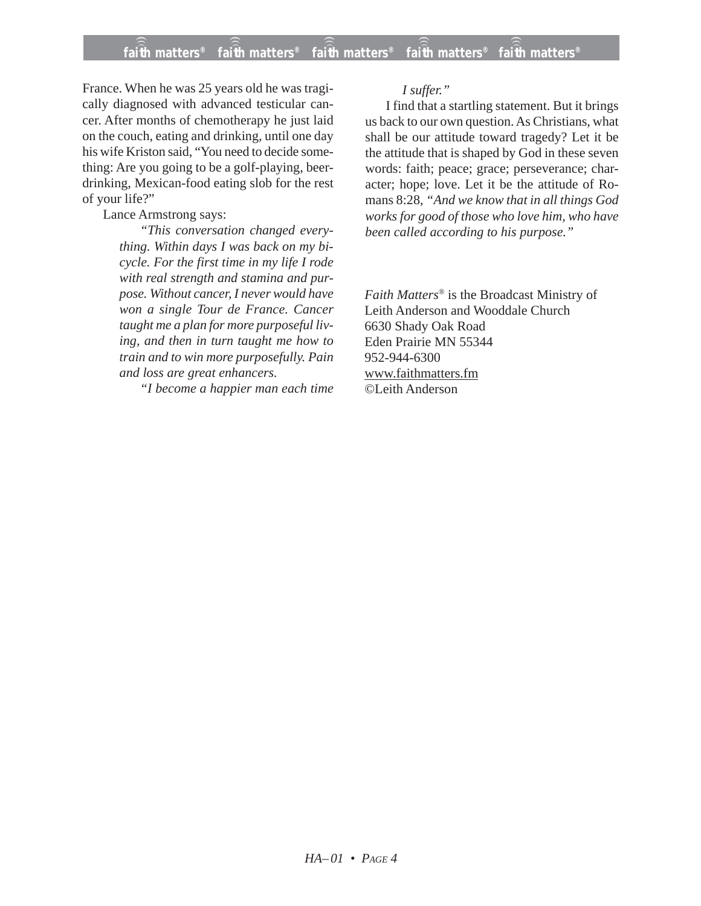France. When he was 25 years old he was tragically diagnosed with advanced testicular cancer. After months of chemotherapy he just laid on the couch, eating and drinking, until one day his wife Kriston said, "You need to decide something: Are you going to be a golf-playing, beer-drinking, Mexican-food eating slob for the rest of your life?"

Lance Armstrong says:

> *"This conversation changed everything. Within days I was back on my bicycle. For the first time in my life I rode with real strength and stamina and purpose. Without cancer, I never would have won a single Tour de France. Cancer taught me a plan for more purposeful living, and then in turn taught me how to train and to win more purposefully. Pain and loss are great enhancers.*
>
> *"I become a happier man each time I suffer."*

I find that a startling statement. But it brings us back to our own question. As Christians, what shall be our attitude toward tragedy? Let it be the attitude that is shaped by God in these seven words: faith; peace; grace; perseverance; character; hope; love. Let it be the attitude of Romans 8:28, *"And we know that in all things God works for good of those who love him, who have been called according to his purpose."*

*Faith Matters®* is the Broadcast Ministry of
Leith Anderson and Wooddale Church
6630 Shady Oak Road
Eden Prairie MN 55344
952-944-6300
www.faithmatters.fm
©Leith Anderson